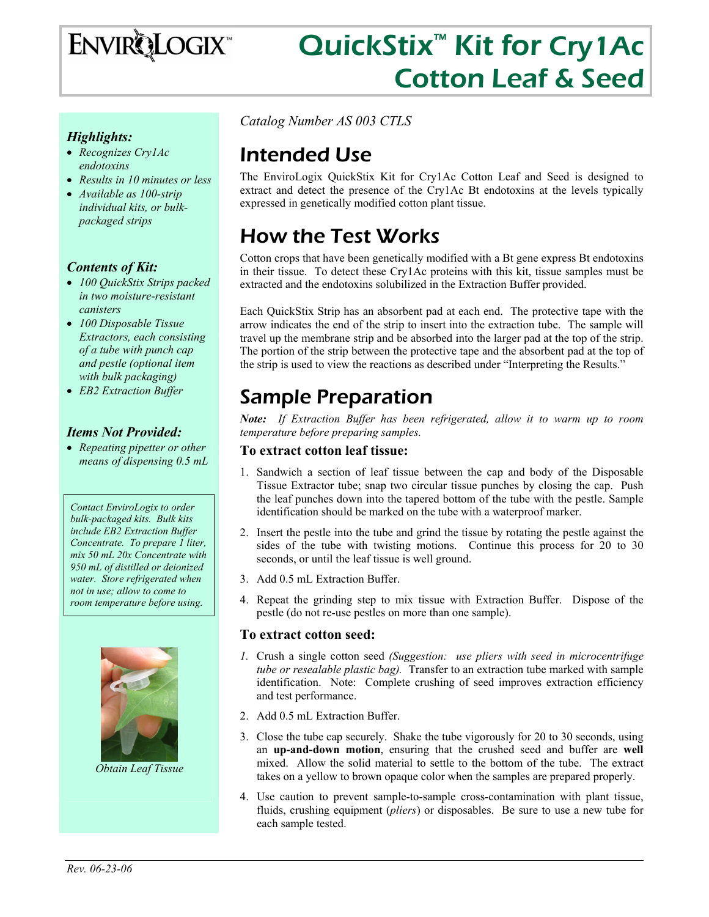# EnviroLogix™ QuickStix™ Kit for Cry1Ac Cotton Leaf & Seed

*Catalog Number AS 003 CTLS*

***Highlights:***

- *Recognizes Cry1Ac endotoxins*
- *Results in 10 minutes or less*
- *Available as 100-strip individual kits, or bulk-packaged strips*

***Contents of Kit:***

- *100 QuickStix Strips packed in two moisture-resistant canisters*
- *100 Disposable Tissue Extractors, each consisting of a tube with punch cap and pestle (optional item with bulk packaging)*
- *EB2 Extraction Buffer*

***Items Not Provided:***

- *Repeating pipetter or other means of dispensing 0.5 mL*

*Contact EnviroLogix to order bulk-packaged kits. Bulk kits include EB2 Extraction Buffer Concentrate. To prepare 1 liter, mix 50 mL 20x Concentrate with 950 mL of distilled or deionized water. Store refrigerated when not in use; allow to come to room temperature before using.*

*Obtain Leaf Tissue*

## Intended Use

The EnviroLogix QuickStix Kit for Cry1Ac Cotton Leaf and Seed is designed to extract and detect the presence of the Cry1Ac Bt endotoxins at the levels typically expressed in genetically modified cotton plant tissue.

## How the Test Works

Cotton crops that have been genetically modified with a Bt gene express Bt endotoxins in their tissue. To detect these Cry1Ac proteins with this kit, tissue samples must be extracted and the endotoxins solubilized in the Extraction Buffer provided.

Each QuickStix Strip has an absorbent pad at each end. The protective tape with the arrow indicates the end of the strip to insert into the extraction tube. The sample will travel up the membrane strip and be absorbed into the larger pad at the top of the strip. The portion of the strip between the protective tape and the absorbent pad at the top of the strip is used to view the reactions as described under "Interpreting the Results."

## Sample Preparation

***Note:*** *If Extraction Buffer has been refrigerated, allow it to warm up to room temperature before preparing samples.*

### To extract cotton leaf tissue:

1. Sandwich a section of leaf tissue between the cap and body of the Disposable Tissue Extractor tube; snap two circular tissue punches by closing the cap. Push the leaf punches down into the tapered bottom of the tube with the pestle. Sample identification should be marked on the tube with a waterproof marker.
2. Insert the pestle into the tube and grind the tissue by rotating the pestle against the sides of the tube with twisting motions. Continue this process for 20 to 30 seconds, or until the leaf tissue is well ground.
3. Add 0.5 mL Extraction Buffer.
4. Repeat the grinding step to mix tissue with Extraction Buffer. Dispose of the pestle (do not re-use pestles on more than one sample).

### To extract cotton seed:

1. Crush a single cotton seed *(Suggestion: use pliers with seed in microcentrifuge tube or resealable plastic bag).* Transfer to an extraction tube marked with sample identification. Note: Complete crushing of seed improves extraction efficiency and test performance.
2. Add 0.5 mL Extraction Buffer.
3. Close the tube cap securely. Shake the tube vigorously for 20 to 30 seconds, using an **up-and-down motion**, ensuring that the crushed seed and buffer are **well** mixed. Allow the solid material to settle to the bottom of the tube. The extract takes on a yellow to brown opaque color when the samples are prepared properly.
4. Use caution to prevent sample-to-sample cross-contamination with plant tissue, fluids, crushing equipment (*pliers*) or disposables. Be sure to use a new tube for each sample tested.

*Rev. 06-23-06*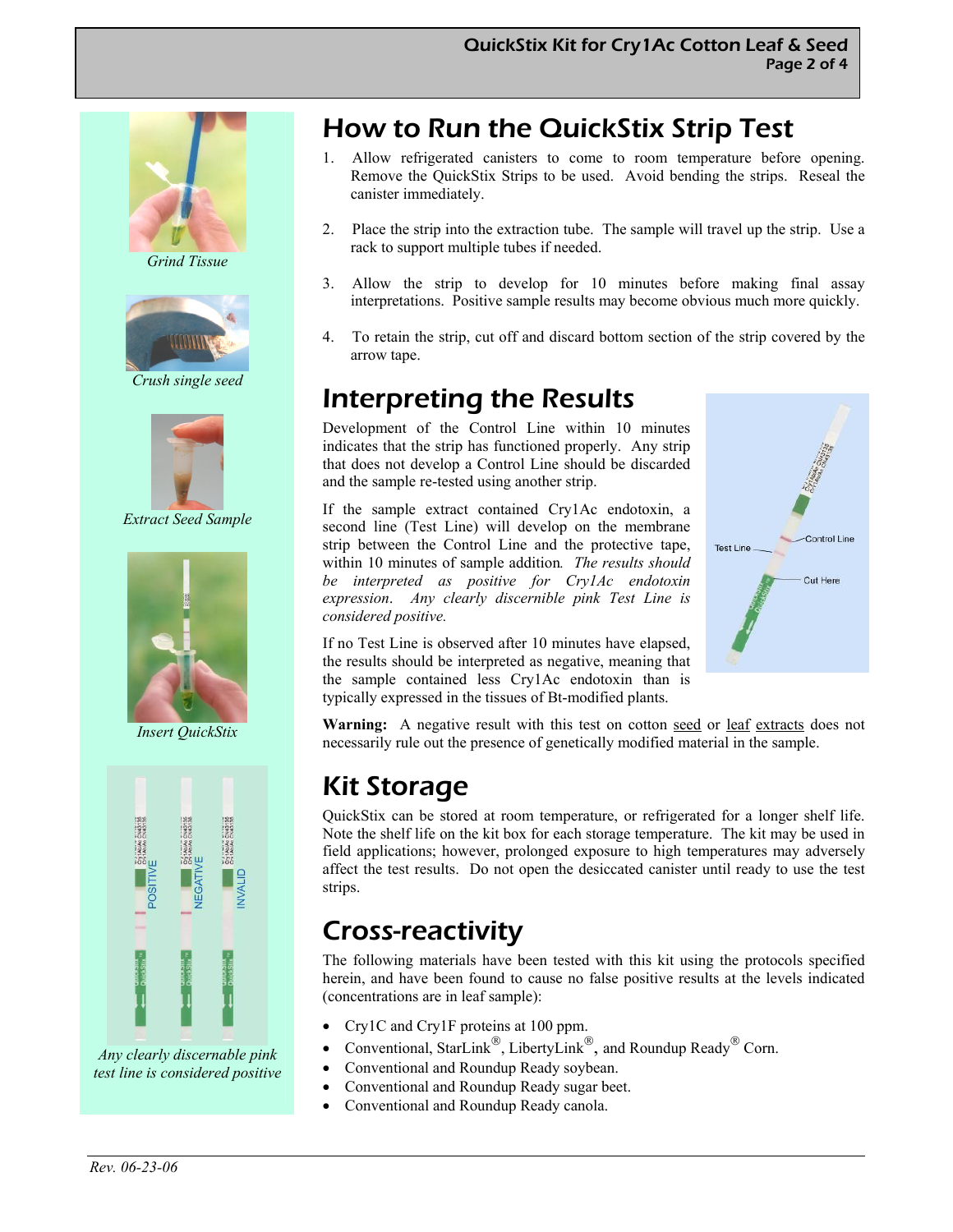Grind Tissue

Crush single seed

Extract Seed Sample

Insert QuickStix

Any clearly discernable pink test line is considered positive

## How to Run the QuickStix Strip Test

1. Allow refrigerated canisters to come to room temperature before opening. Remove the QuickStix Strips to be used. Avoid bending the strips. Reseal the canister immediately.
2. Place the strip into the extraction tube. The sample will travel up the strip. Use a rack to support multiple tubes if needed.
3. Allow the strip to develop for 10 minutes before making final assay interpretations. Positive sample results may become obvious much more quickly.
4. To retain the strip, cut off and discard bottom section of the strip covered by the arrow tape.

## Interpreting the Results

Development of the Control Line within 10 minutes indicates that the strip has functioned properly. Any strip that does not develop a Control Line should be discarded and the sample re-tested using another strip.

If the sample extract contained Cry1Ac endotoxin, a second line (Test Line) will develop on the membrane strip between the Control Line and the protective tape, within 10 minutes of sample addition. *The results should be interpreted as positive for Cry1Ac endotoxin expression. Any clearly discernible pink Test Line is considered positive.*

If no Test Line is observed after 10 minutes have elapsed, the results should be interpreted as negative, meaning that the sample contained less Cry1Ac endotoxin than is typically expressed in the tissues of Bt-modified plants.

**Warning:** A negative result with this test on cotton seed or leaf extracts does not necessarily rule out the presence of genetically modified material in the sample.

## Kit Storage

QuickStix can be stored at room temperature, or refrigerated for a longer shelf life. Note the shelf life on the kit box for each storage temperature. The kit may be used in field applications; however, prolonged exposure to high temperatures may adversely affect the test results. Do not open the desiccated canister until ready to use the test strips.

## Cross-reactivity

The following materials have been tested with this kit using the protocols specified herein, and have been found to cause no false positive results at the levels indicated (concentrations are in leaf sample):

- Cry1C and Cry1F proteins at 100 ppm.
- Conventional, StarLink®, LibertyLink®, and Roundup Ready® Corn.
- Conventional and Roundup Ready soybean.
- Conventional and Roundup Ready sugar beet.
- Conventional and Roundup Ready canola.

Rev. 06-23-06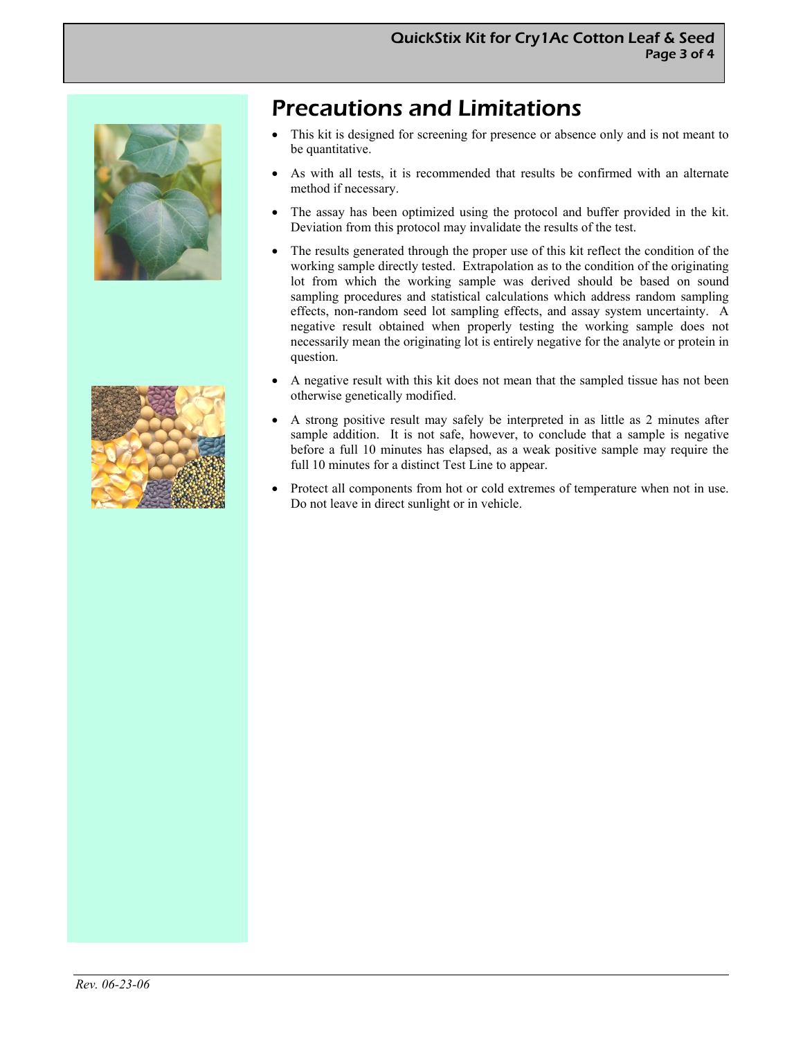# Precautions and Limitations

- This kit is designed for screening for presence or absence only and is not meant to be quantitative.
- As with all tests, it is recommended that results be confirmed with an alternate method if necessary.
- The assay has been optimized using the protocol and buffer provided in the kit. Deviation from this protocol may invalidate the results of the test.
- The results generated through the proper use of this kit reflect the condition of the working sample directly tested. Extrapolation as to the condition of the originating lot from which the working sample was derived should be based on sound sampling procedures and statistical calculations which address random sampling effects, non-random seed lot sampling effects, and assay system uncertainty. A negative result obtained when properly testing the working sample does not necessarily mean the originating lot is entirely negative for the analyte or protein in question.
- A negative result with this kit does not mean that the sampled tissue has not been otherwise genetically modified.
- A strong positive result may safely be interpreted in as little as 2 minutes after sample addition. It is not safe, however, to conclude that a sample is negative before a full 10 minutes has elapsed, as a weak positive sample may require the full 10 minutes for a distinct Test Line to appear.
- Protect all components from hot or cold extremes of temperature when not in use. Do not leave in direct sunlight or in vehicle.

*Rev. 06-23-06*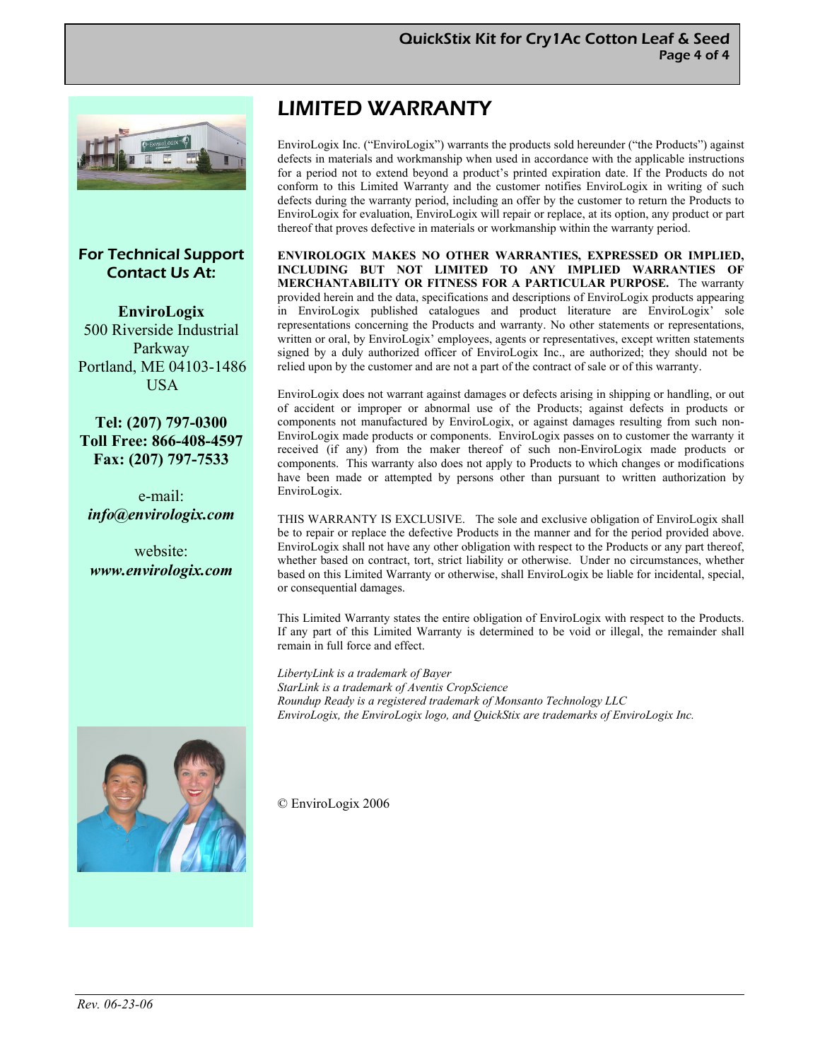# LIMITED WARRANTY

EnviroLogix Inc. ("EnviroLogix") warrants the products sold hereunder ("the Products") against defects in materials and workmanship when used in accordance with the applicable instructions for a period not to extend beyond a product's printed expiration date. If the Products do not conform to this Limited Warranty and the customer notifies EnviroLogix in writing of such defects during the warranty period, including an offer by the customer to return the Products to EnviroLogix for evaluation, EnviroLogix will repair or replace, at its option, any product or part thereof that proves defective in materials or workmanship within the warranty period.

**ENVIROLOGIX MAKES NO OTHER WARRANTIES, EXPRESSED OR IMPLIED, INCLUDING BUT NOT LIMITED TO ANY IMPLIED WARRANTIES OF MERCHANTABILITY OR FITNESS FOR A PARTICULAR PURPOSE.** The warranty provided herein and the data, specifications and descriptions of EnviroLogix products appearing in EnviroLogix published catalogues and product literature are EnviroLogix' sole representations concerning the Products and warranty. No other statements or representations, written or oral, by EnviroLogix' employees, agents or representatives, except written statements signed by a duly authorized officer of EnviroLogix Inc., are authorized; they should not be relied upon by the customer and are not a part of the contract of sale or of this warranty.

EnviroLogix does not warrant against damages or defects arising in shipping or handling, or out of accident or improper or abnormal use of the Products; against defects in products or components not manufactured by EnviroLogix, or against damages resulting from such non-EnviroLogix made products or components. EnviroLogix passes on to customer the warranty it received (if any) from the maker thereof of such non-EnviroLogix made products or components. This warranty also does not apply to Products to which changes or modifications have been made or attempted by persons other than pursuant to written authorization by EnviroLogix.

THIS WARRANTY IS EXCLUSIVE. The sole and exclusive obligation of EnviroLogix shall be to repair or replace the defective Products in the manner and for the period provided above. EnviroLogix shall not have any other obligation with respect to the Products or any part thereof, whether based on contract, tort, strict liability or otherwise. Under no circumstances, whether based on this Limited Warranty or otherwise, shall EnviroLogix be liable for incidental, special, or consequential damages.

This Limited Warranty states the entire obligation of EnviroLogix with respect to the Products. If any part of this Limited Warranty is determined to be void or illegal, the remainder shall remain in full force and effect.

*LibertyLink is a trademark of Bayer*
*StarLink is a trademark of Aventis CropScience*
*Roundup Ready is a registered trademark of Monsanto Technology LLC*
*EnviroLogix, the EnviroLogix logo, and QuickStix are trademarks of EnviroLogix Inc.*

© EnviroLogix 2006

## For Technical Support Contact Us At:

**EnviroLogix**
500 Riverside Industrial Parkway
Portland, ME 04103-1486
USA

**Tel: (207) 797-0300**
**Toll Free: 866-408-4597**
**Fax: (207) 797-7533**

e-mail:
***info@envirologix.com***

website:
***www.envirologix.com***

*Rev. 06-23-06*